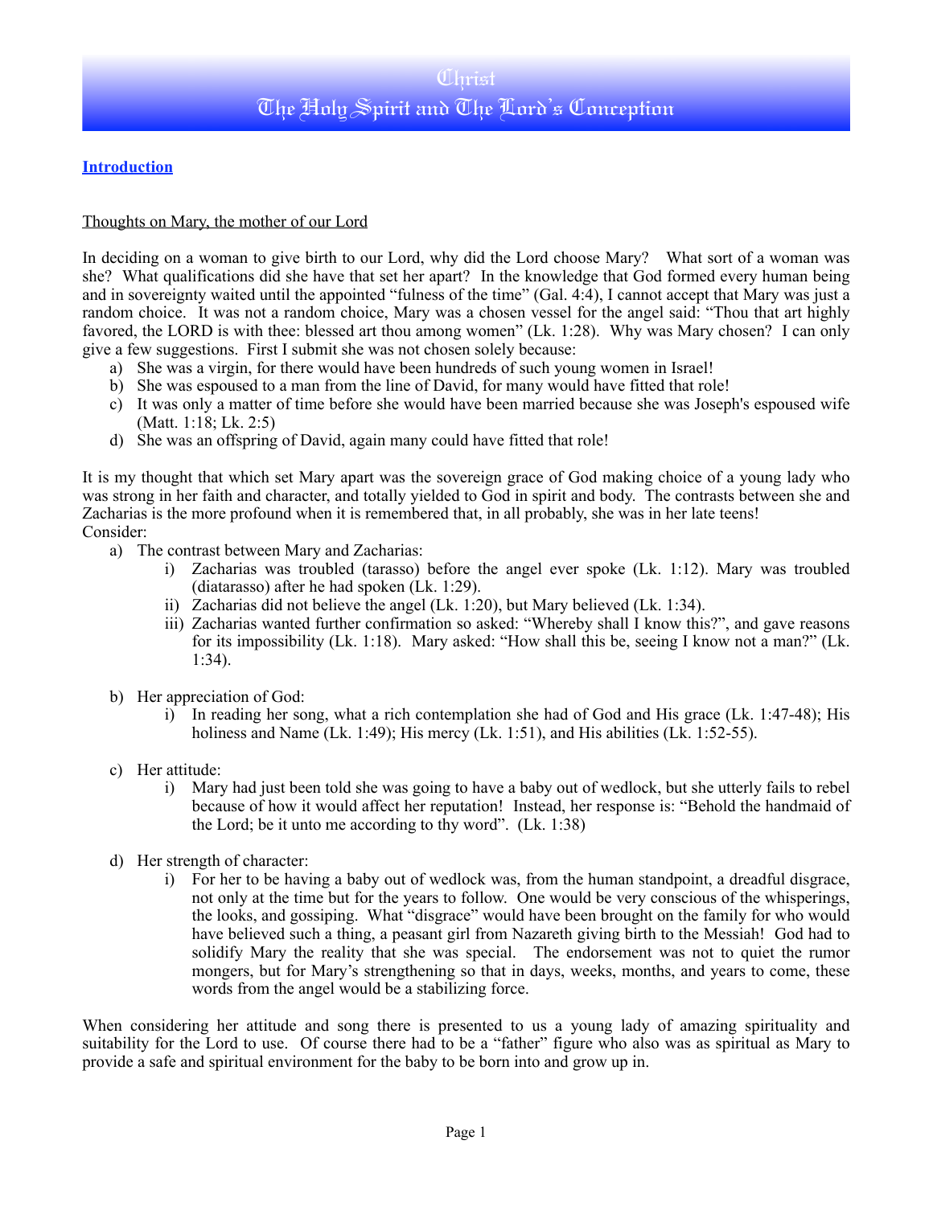# Christ

# The Holy Spirit and The Lord's Conception

## Introduction

Thoughts on Mary, the mother of our Lord

In deciding on a woman to give birth to our Lord, why did the Lord choose Mary? What sort of a woman was she? What qualifications did she have that set her apart? In the knowledge that God formed every human being and in sovereignty waited until the appointed "fulness of the time" (Gal. 4:4), I cannot accept that Mary was just a random choice. It was not a random choice, Mary was a chosen vessel for the angel said: "Thou that art highly favored, the LORD is with thee: blessed art thou among women" (Lk. 1:28). Why was Mary chosen? I can only give a few suggestions. First I submit she was not chosen solely because:

a) She was a virgin, for there would have been hundreds of such young women in Israel!
b) She was espoused to a man from the line of David, for many would have fitted that role!
c) It was only a matter of time before she would have been married because she was Joseph's espoused wife (Matt. 1:18; Lk. 2:5)
d) She was an offspring of David, again many could have fitted that role!

It is my thought that which set Mary apart was the sovereign grace of God making choice of a young lady who was strong in her faith and character, and totally yielded to God in spirit and body. The contrasts between she and Zacharias is the more profound when it is remembered that, in all probably, she was in her late teens!
Consider:

a) The contrast between Mary and Zacharias:
   i) Zacharias was troubled (tarasso) before the angel ever spoke (Lk. 1:12). Mary was troubled (diatarasso) after he had spoken (Lk. 1:29).
   ii) Zacharias did not believe the angel (Lk. 1:20), but Mary believed (Lk. 1:34).
   iii) Zacharias wanted further confirmation so asked: "Whereby shall I know this?", and gave reasons for its impossibility (Lk. 1:18). Mary asked: "How shall this be, seeing I know not a man?" (Lk. 1:34).

b) Her appreciation of God:
   i) In reading her song, what a rich contemplation she had of God and His grace (Lk. 1:47-48); His holiness and Name (Lk. 1:49); His mercy (Lk. 1:51), and His abilities (Lk. 1:52-55).

c) Her attitude:
   i) Mary had just been told she was going to have a baby out of wedlock, but she utterly fails to rebel because of how it would affect her reputation! Instead, her response is: "Behold the handmaid of the Lord; be it unto me according to thy word". (Lk. 1:38)

d) Her strength of character:
   i) For her to be having a baby out of wedlock was, from the human standpoint, a dreadful disgrace, not only at the time but for the years to follow. One would be very conscious of the whisperings, the looks, and gossiping. What "disgrace" would have been brought on the family for who would have believed such a thing, a peasant girl from Nazareth giving birth to the Messiah! God had to solidify Mary the reality that she was special. The endorsement was not to quiet the rumor mongers, but for Mary's strengthening so that in days, weeks, months, and years to come, these words from the angel would be a stabilizing force.

When considering her attitude and song there is presented to us a young lady of amazing spirituality and suitability for the Lord to use. Of course there had to be a "father" figure who also was as spiritual as Mary to provide a safe and spiritual environment for the baby to be born into and grow up in.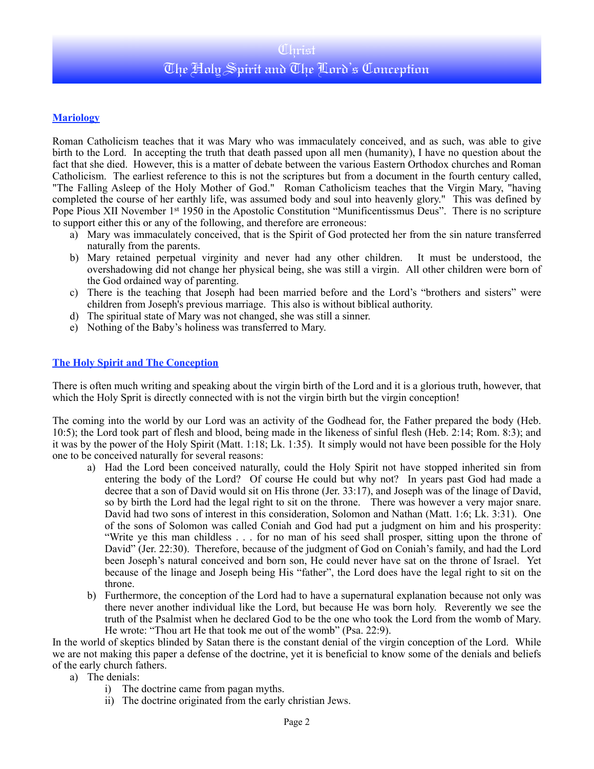# Christ
# The Holy Spirit and The Lord's Conception

## Mariology

Roman Catholicism teaches that it was Mary who was immaculately conceived, and as such, was able to give birth to the Lord. In accepting the truth that death passed upon all men (humanity), I have no question about the fact that she died. However, this is a matter of debate between the various Eastern Orthodox churches and Roman Catholicism. The earliest reference to this is not the scriptures but from a document in the fourth century called, "The Falling Asleep of the Holy Mother of God." Roman Catholicism teaches that the Virgin Mary, "having completed the course of her earthly life, was assumed body and soul into heavenly glory." This was defined by Pope Pious XII November 1st 1950 in the Apostolic Constitution "Munificentissmus Deus". There is no scripture to support either this or any of the following, and therefore are erroneous:

a) Mary was immaculately conceived, that is the Spirit of God protected her from the sin nature transferred naturally from the parents.
b) Mary retained perpetual virginity and never had any other children. It must be understood, the overshadowing did not change her physical being, she was still a virgin. All other children were born of the God ordained way of parenting.
c) There is the teaching that Joseph had been married before and the Lord's "brothers and sisters" were children from Joseph's previous marriage. This also is without biblical authority.
d) The spiritual state of Mary was not changed, she was still a sinner.
e) Nothing of the Baby's holiness was transferred to Mary.

## The Holy Spirit and The Conception

There is often much writing and speaking about the virgin birth of the Lord and it is a glorious truth, however, that which the Holy Sprit is directly connected with is not the virgin birth but the virgin conception!

The coming into the world by our Lord was an activity of the Godhead for, the Father prepared the body (Heb. 10:5); the Lord took part of flesh and blood, being made in the likeness of sinful flesh (Heb. 2:14; Rom. 8:3); and it was by the power of the Holy Spirit (Matt. 1:18; Lk. 1:35). It simply would not have been possible for the Holy one to be conceived naturally for several reasons:

a) Had the Lord been conceived naturally, could the Holy Spirit not have stopped inherited sin from entering the body of the Lord? Of course He could but why not? In years past God had made a decree that a son of David would sit on His throne (Jer. 33:17), and Joseph was of the linage of David, so by birth the Lord had the legal right to sit on the throne. There was however a very major snare. David had two sons of interest in this consideration, Solomon and Nathan (Matt. 1:6; Lk. 3:31). One of the sons of Solomon was called Coniah and God had put a judgment on him and his prosperity: "Write ye this man childless . . . for no man of his seed shall prosper, sitting upon the throne of David" (Jer. 22:30). Therefore, because of the judgment of God on Coniah's family, and had the Lord been Joseph's natural conceived and born son, He could never have sat on the throne of Israel. Yet because of the linage and Joseph being His "father", the Lord does have the legal right to sit on the throne.
b) Furthermore, the conception of the Lord had to have a supernatural explanation because not only was there never another individual like the Lord, but because He was born holy. Reverently we see the truth of the Psalmist when he declared God to be the one who took the Lord from the womb of Mary. He wrote: "Thou art He that took me out of the womb" (Psa. 22:9).

In the world of skeptics blinded by Satan there is the constant denial of the virgin conception of the Lord. While we are not making this paper a defense of the doctrine, yet it is beneficial to know some of the denials and beliefs of the early church fathers.

a) The denials:
   i) The doctrine came from pagan myths.
   ii) The doctrine originated from the early christian Jews.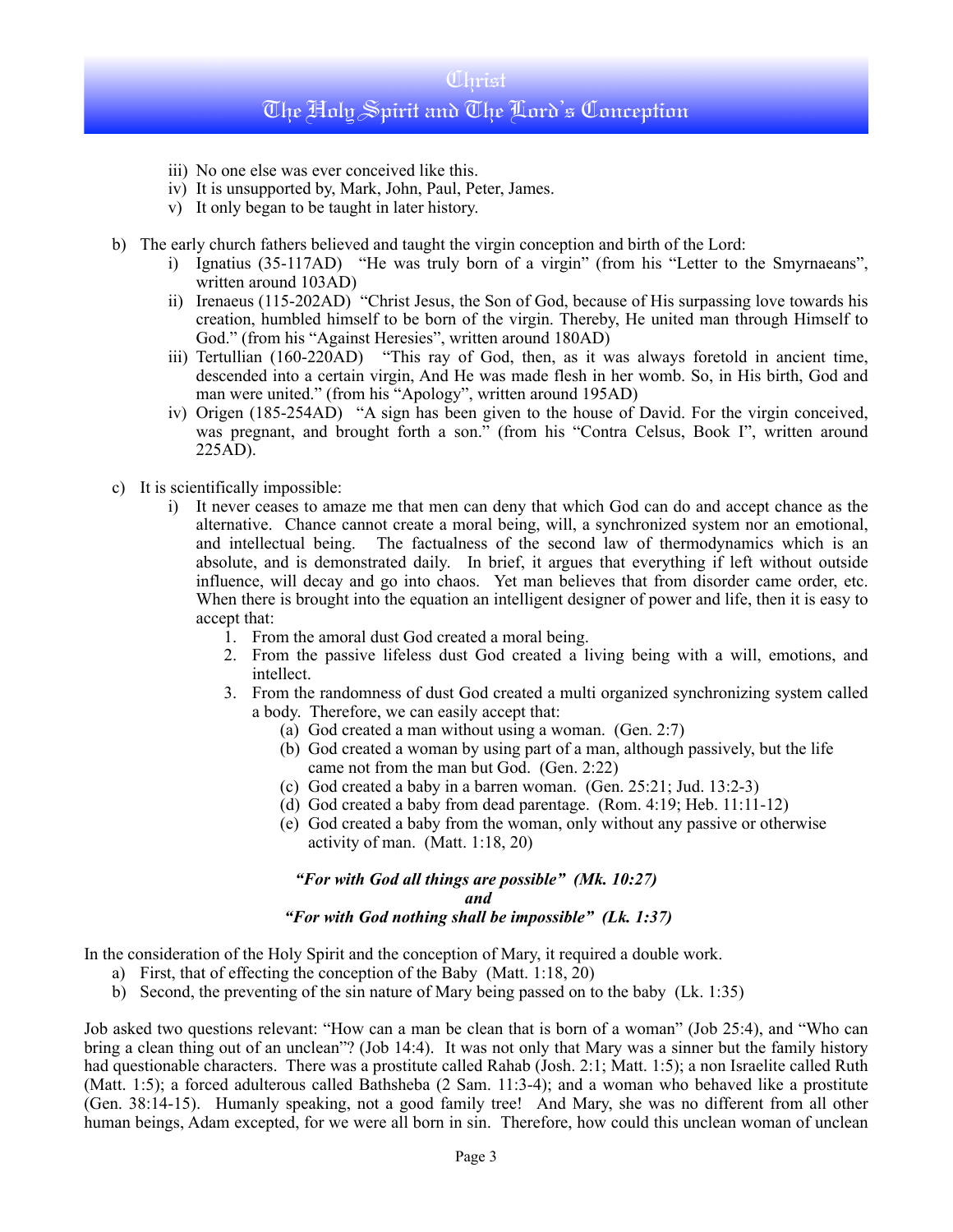iii) No one else was ever conceived like this.
iv) It is unsupported by, Mark, John, Paul, Peter, James.
v) It only began to be taught in later history.

b) The early church fathers believed and taught the virgin conception and birth of the Lord:
   i) Ignatius (35-117AD) "He was truly born of a virgin" (from his "Letter to the Smyrnaeans", written around 103AD)
   ii) Irenaeus (115-202AD) "Christ Jesus, the Son of God, because of His surpassing love towards his creation, humbled himself to be born of the virgin. Thereby, He united man through Himself to God." (from his "Against Heresies", written around 180AD)
   iii) Tertullian (160-220AD) "This ray of God, then, as it was always foretold in ancient time, descended into a certain virgin, And He was made flesh in her womb. So, in His birth, God and man were united." (from his "Apology", written around 195AD)
   iv) Origen (185-254AD) "A sign has been given to the house of David. For the virgin conceived, was pregnant, and brought forth a son." (from his "Contra Celsus, Book I", written around 225AD).

c) It is scientifically impossible:
   i) It never ceases to amaze me that men can deny that which God can do and accept chance as the alternative. Chance cannot create a moral being, will, a synchronized system nor an emotional, and intellectual being. The factualness of the second law of thermodynamics which is an absolute, and is demonstrated daily. In brief, it argues that everything if left without outside influence, will decay and go into chaos. Yet man believes that from disorder came order, etc. When there is brought into the equation an intelligent designer of power and life, then it is easy to accept that:
      1. From the amoral dust God created a moral being.
      2. From the passive lifeless dust God created a living being with a will, emotions, and intellect.
      3. From the randomness of dust God created a multi organized synchronizing system called a body. Therefore, we can easily accept that:
         (a) God created a man without using a woman. (Gen. 2:7)
         (b) God created a woman by using part of a man, although passively, but the life came not from the man but God. (Gen. 2:22)
         (c) God created a baby in a barren woman. (Gen. 25:21; Jud. 13:2-3)
         (d) God created a baby from dead parentage. (Rom. 4:19; Heb. 11:11-12)
         (e) God created a baby from the woman, only without any passive or otherwise activity of man. (Matt. 1:18, 20)

***"For with God all things are possible" (Mk. 10:27)***
***and***
***"For with God nothing shall be impossible" (Lk. 1:37)***

In the consideration of the Holy Spirit and the conception of Mary, it required a double work.

a) First, that of effecting the conception of the Baby (Matt. 1:18, 20)
b) Second, the preventing of the sin nature of Mary being passed on to the baby (Lk. 1:35)

Job asked two questions relevant: "How can a man be clean that is born of a woman" (Job 25:4), and "Who can bring a clean thing out of an unclean"? (Job 14:4). It was not only that Mary was a sinner but the family history had questionable characters. There was a prostitute called Rahab (Josh. 2:1; Matt. 1:5); a non Israelite called Ruth (Matt. 1:5); a forced adulterous called Bathsheba (2 Sam. 11:3-4); and a woman who behaved like a prostitute (Gen. 38:14-15). Humanly speaking, not a good family tree! And Mary, she was no different from all other human beings, Adam excepted, for we were all born in sin. Therefore, how could this unclean woman of unclean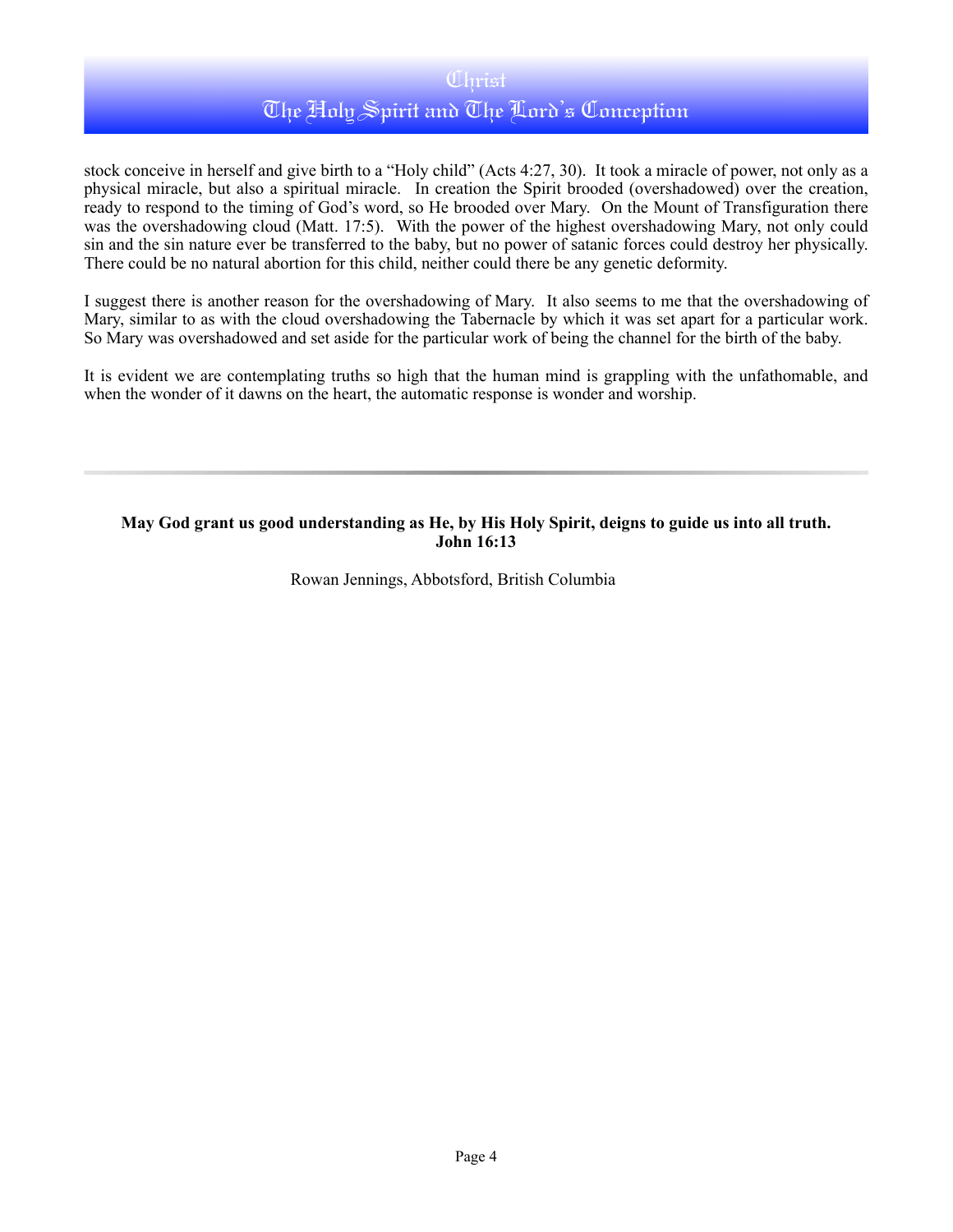stock conceive in herself and give birth to a "Holy child" (Acts 4:27, 30). It took a miracle of power, not only as a physical miracle, but also a spiritual miracle. In creation the Spirit brooded (overshadowed) over the creation, ready to respond to the timing of God's word, so He brooded over Mary. On the Mount of Transfiguration there was the overshadowing cloud (Matt. 17:5). With the power of the highest overshadowing Mary, not only could sin and the sin nature ever be transferred to the baby, but no power of satanic forces could destroy her physically. There could be no natural abortion for this child, neither could there be any genetic deformity.

I suggest there is another reason for the overshadowing of Mary. It also seems to me that the overshadowing of Mary, similar to as with the cloud overshadowing the Tabernacle by which it was set apart for a particular work. So Mary was overshadowed and set aside for the particular work of being the channel for the birth of the baby.

It is evident we are contemplating truths so high that the human mind is grappling with the unfathomable, and when the wonder of it dawns on the heart, the automatic response is wonder and worship.

---

**May God grant us good understanding as He, by His Holy Spirit, deigns to guide us into all truth.**
**John 16:13**

Rowan Jennings, Abbotsford, British Columbia